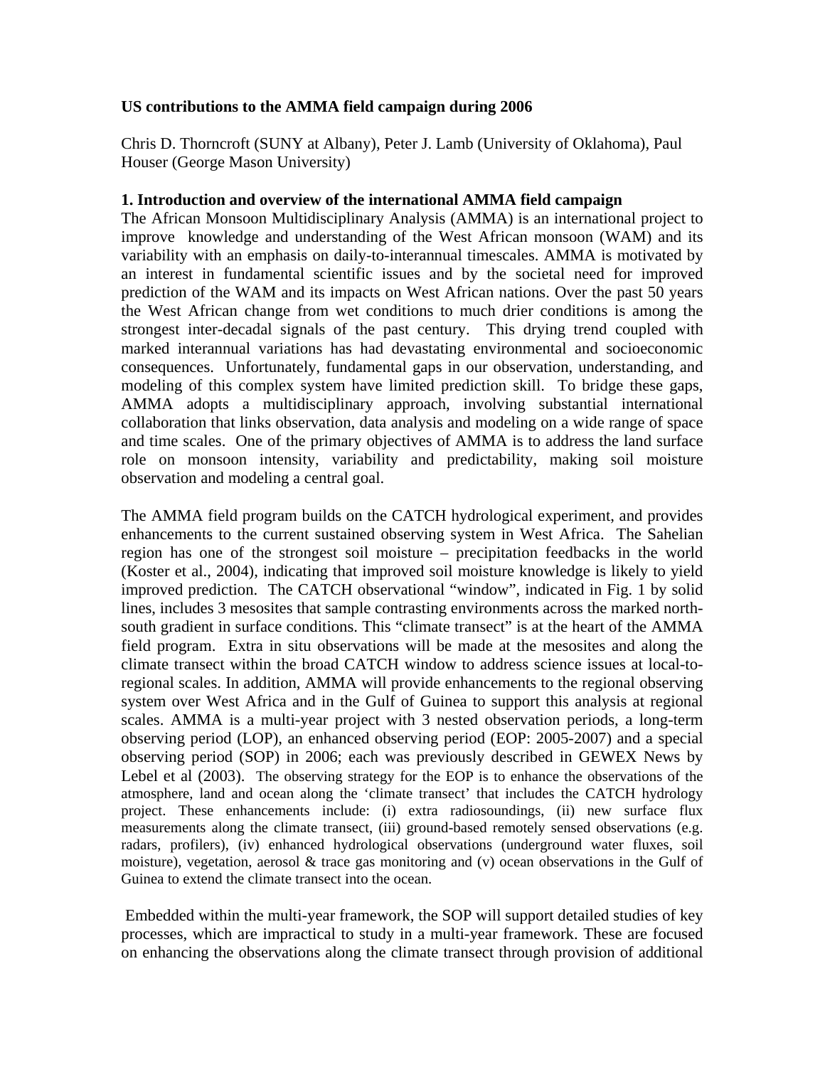**US contributions to the AMMA field campaign during 2006**

Chris D. Thorncroft (SUNY at Albany), Peter J. Lamb (University of Oklahoma), Paul Houser (George Mason University)

**1. Introduction and overview of the international AMMA field campaign**

The African Monsoon Multidisciplinary Analysis (AMMA) is an international project to improve knowledge and understanding of the West African monsoon (WAM) and its variability with an emphasis on daily-to-interannual timescales. AMMA is motivated by an interest in fundamental scientific issues and by the societal need for improved prediction of the WAM and its impacts on West African nations. Over the past 50 years the West African change from wet conditions to much drier conditions is among the strongest inter-decadal signals of the past century. This drying trend coupled with marked interannual variations has had devastating environmental and socioeconomic consequences. Unfortunately, fundamental gaps in our observation, understanding, and modeling of this complex system have limited prediction skill. To bridge these gaps, AMMA adopts a multidisciplinary approach, involving substantial international collaboration that links observation, data analysis and modeling on a wide range of space and time scales. One of the primary objectives of AMMA is to address the land surface role on monsoon intensity, variability and predictability, making soil moisture observation and modeling a central goal.

The AMMA field program builds on the CATCH hydrological experiment, and provides enhancements to the current sustained observing system in West Africa. The Sahelian region has one of the strongest soil moisture – precipitation feedbacks in the world (Koster et al., 2004), indicating that improved soil moisture knowledge is likely to yield improved prediction. The CATCH observational "window", indicated in Fig. 1 by solid lines, includes 3 mesosites that sample contrasting environments across the marked north-south gradient in surface conditions. This "climate transect" is at the heart of the AMMA field program. Extra in situ observations will be made at the mesosites and along the climate transect within the broad CATCH window to address science issues at local-to-regional scales. In addition, AMMA will provide enhancements to the regional observing system over West Africa and in the Gulf of Guinea to support this analysis at regional scales. AMMA is a multi-year project with 3 nested observation periods, a long-term observing period (LOP), an enhanced observing period (EOP: 2005-2007) and a special observing period (SOP) in 2006; each was previously described in GEWEX News by Lebel et al (2003). The observing strategy for the EOP is to enhance the observations of the atmosphere, land and ocean along the 'climate transect' that includes the CATCH hydrology project. These enhancements include: (i) extra radiosoundings, (ii) new surface flux measurements along the climate transect, (iii) ground-based remotely sensed observations (e.g. radars, profilers), (iv) enhanced hydrological observations (underground water fluxes, soil moisture), vegetation, aerosol & trace gas monitoring and (v) ocean observations in the Gulf of Guinea to extend the climate transect into the ocean.

Embedded within the multi-year framework, the SOP will support detailed studies of key processes, which are impractical to study in a multi-year framework. These are focused on enhancing the observations along the climate transect through provision of additional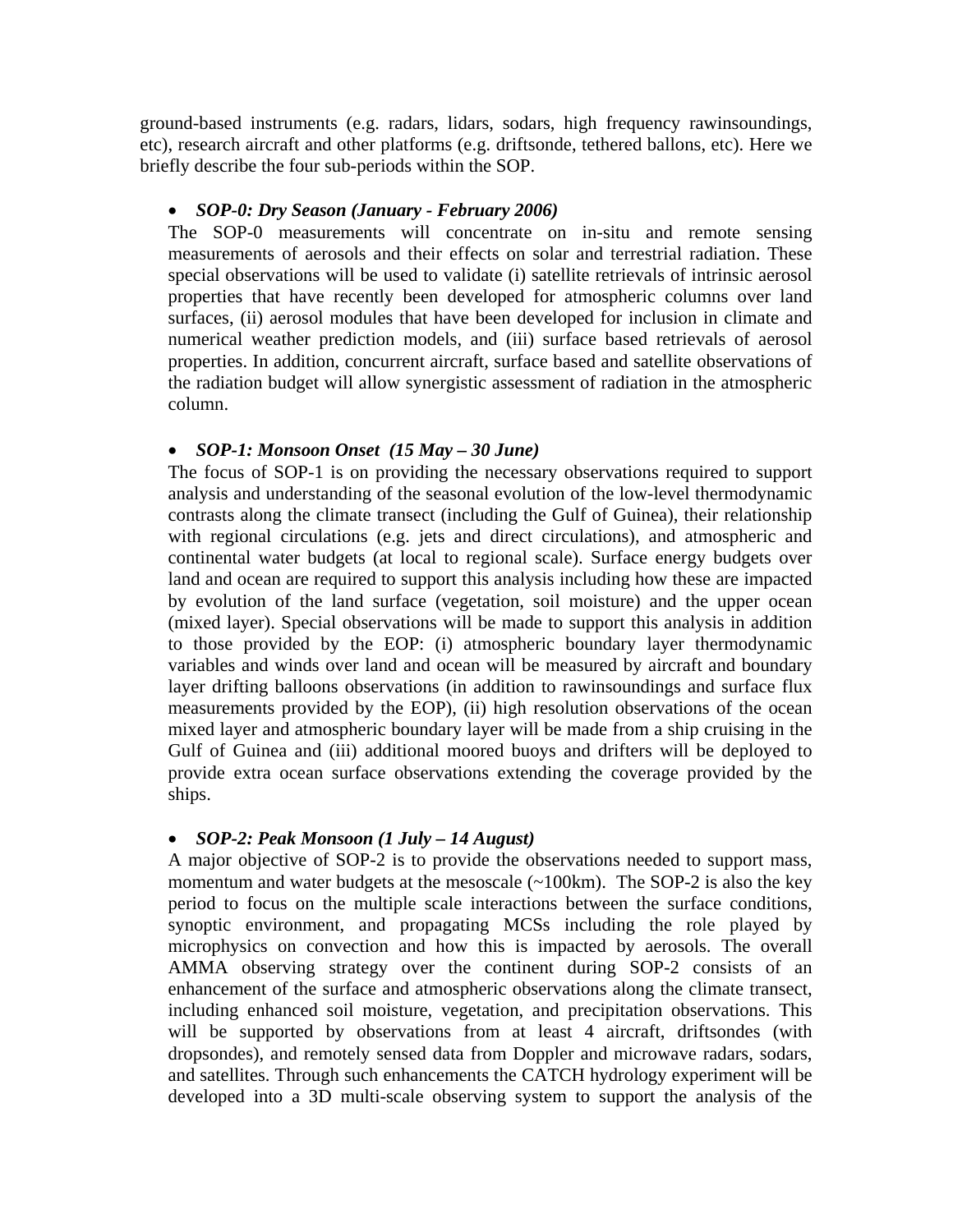ground-based instruments (e.g. radars, lidars, sodars, high frequency rawinsoundings, etc), research aircraft and other platforms (e.g. driftsonde, tethered ballons, etc). Here we briefly describe the four sub-periods within the SOP.

- ***SOP-0: Dry Season (January - February 2006)***

  The SOP-0 measurements will concentrate on in-situ and remote sensing measurements of aerosols and their effects on solar and terrestrial radiation. These special observations will be used to validate (i) satellite retrievals of intrinsic aerosol properties that have recently been developed for atmospheric columns over land surfaces, (ii) aerosol modules that have been developed for inclusion in climate and numerical weather prediction models, and (iii) surface based retrievals of aerosol properties. In addition, concurrent aircraft, surface based and satellite observations of the radiation budget will allow synergistic assessment of radiation in the atmospheric column.

- ***SOP-1: Monsoon Onset (15 May – 30 June)***

  The focus of SOP-1 is on providing the necessary observations required to support analysis and understanding of the seasonal evolution of the low-level thermodynamic contrasts along the climate transect (including the Gulf of Guinea), their relationship with regional circulations (e.g. jets and direct circulations), and atmospheric and continental water budgets (at local to regional scale). Surface energy budgets over land and ocean are required to support this analysis including how these are impacted by evolution of the land surface (vegetation, soil moisture) and the upper ocean (mixed layer). Special observations will be made to support this analysis in addition to those provided by the EOP: (i) atmospheric boundary layer thermodynamic variables and winds over land and ocean will be measured by aircraft and boundary layer drifting balloons observations (in addition to rawinsoundings and surface flux measurements provided by the EOP), (ii) high resolution observations of the ocean mixed layer and atmospheric boundary layer will be made from a ship cruising in the Gulf of Guinea and (iii) additional moored buoys and drifters will be deployed to provide extra ocean surface observations extending the coverage provided by the ships.

- ***SOP-2: Peak Monsoon (1 July – 14 August)***

  A major objective of SOP-2 is to provide the observations needed to support mass, momentum and water budgets at the mesoscale (~100km). The SOP-2 is also the key period to focus on the multiple scale interactions between the surface conditions, synoptic environment, and propagating MCSs including the role played by microphysics on convection and how this is impacted by aerosols. The overall AMMA observing strategy over the continent during SOP-2 consists of an enhancement of the surface and atmospheric observations along the climate transect, including enhanced soil moisture, vegetation, and precipitation observations. This will be supported by observations from at least 4 aircraft, driftsondes (with dropsondes), and remotely sensed data from Doppler and microwave radars, sodars, and satellites. Through such enhancements the CATCH hydrology experiment will be developed into a 3D multi-scale observing system to support the analysis of the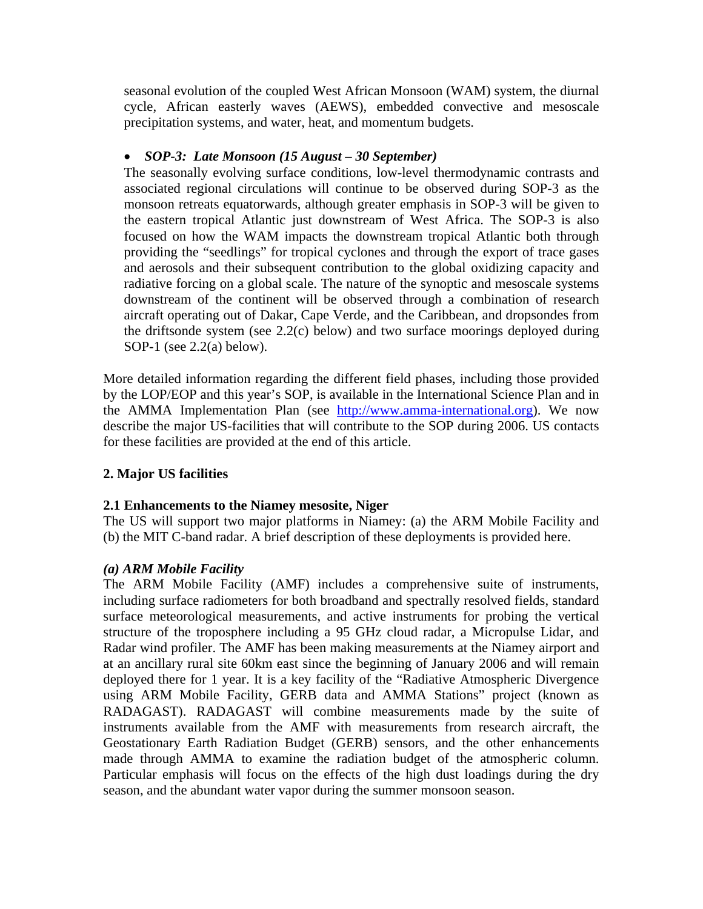seasonal evolution of the coupled West African Monsoon (WAM) system, the diurnal cycle, African easterly waves (AEWS), embedded convective and mesoscale precipitation systems, and water, heat, and momentum budgets.

- ***SOP-3: Late Monsoon (15 August – 30 September)***

  The seasonally evolving surface conditions, low-level thermodynamic contrasts and associated regional circulations will continue to be observed during SOP-3 as the monsoon retreats equatorwards, although greater emphasis in SOP-3 will be given to the eastern tropical Atlantic just downstream of West Africa. The SOP-3 is also focused on how the WAM impacts the downstream tropical Atlantic both through providing the "seedlings" for tropical cyclones and through the export of trace gases and aerosols and their subsequent contribution to the global oxidizing capacity and radiative forcing on a global scale. The nature of the synoptic and mesoscale systems downstream of the continent will be observed through a combination of research aircraft operating out of Dakar, Cape Verde, and the Caribbean, and dropsondes from the driftsonde system (see 2.2(c) below) and two surface moorings deployed during SOP-1 (see 2.2(a) below).

More detailed information regarding the different field phases, including those provided by the LOP/EOP and this year's SOP, is available in the International Science Plan and in the AMMA Implementation Plan (see http://www.amma-international.org). We now describe the major US-facilities that will contribute to the SOP during 2006. US contacts for these facilities are provided at the end of this article.

## 2. Major US facilities

### 2.1 Enhancements to the Niamey mesosite, Niger

The US will support two major platforms in Niamey: (a) the ARM Mobile Facility and (b) the MIT C-band radar. A brief description of these deployments is provided here.

#### *(a) ARM Mobile Facility*

The ARM Mobile Facility (AMF) includes a comprehensive suite of instruments, including surface radiometers for both broadband and spectrally resolved fields, standard surface meteorological measurements, and active instruments for probing the vertical structure of the troposphere including a 95 GHz cloud radar, a Micropulse Lidar, and Radar wind profiler. The AMF has been making measurements at the Niamey airport and at an ancillary rural site 60km east since the beginning of January 2006 and will remain deployed there for 1 year. It is a key facility of the "Radiative Atmospheric Divergence using ARM Mobile Facility, GERB data and AMMA Stations" project (known as RADAGAST). RADAGAST will combine measurements made by the suite of instruments available from the AMF with measurements from research aircraft, the Geostationary Earth Radiation Budget (GERB) sensors, and the other enhancements made through AMMA to examine the radiation budget of the atmospheric column. Particular emphasis will focus on the effects of the high dust loadings during the dry season, and the abundant water vapor during the summer monsoon season.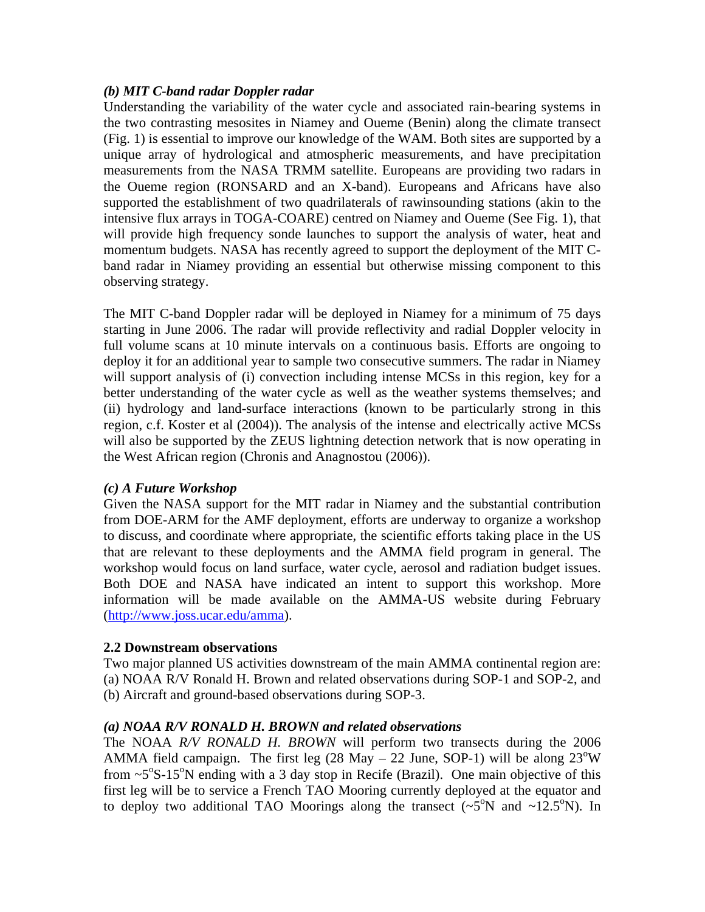### *(b) MIT C-band radar Doppler radar*

Understanding the variability of the water cycle and associated rain-bearing systems in the two contrasting mesosites in Niamey and Oueme (Benin) along the climate transect (Fig. 1) is essential to improve our knowledge of the WAM. Both sites are supported by a unique array of hydrological and atmospheric measurements, and have precipitation measurements from the NASA TRMM satellite. Europeans are providing two radars in the Oueme region (RONSARD and an X-band). Europeans and Africans have also supported the establishment of two quadrilaterals of rawinsounding stations (akin to the intensive flux arrays in TOGA-COARE) centred on Niamey and Oueme (See Fig. 1), that will provide high frequency sonde launches to support the analysis of water, heat and momentum budgets. NASA has recently agreed to support the deployment of the MIT C-band radar in Niamey providing an essential but otherwise missing component to this observing strategy.

The MIT C-band Doppler radar will be deployed in Niamey for a minimum of 75 days starting in June 2006. The radar will provide reflectivity and radial Doppler velocity in full volume scans at 10 minute intervals on a continuous basis. Efforts are ongoing to deploy it for an additional year to sample two consecutive summers. The radar in Niamey will support analysis of (i) convection including intense MCSs in this region, key for a better understanding of the water cycle as well as the weather systems themselves; and (ii) hydrology and land-surface interactions (known to be particularly strong in this region, c.f. Koster et al (2004)). The analysis of the intense and electrically active MCSs will also be supported by the ZEUS lightning detection network that is now operating in the West African region (Chronis and Anagnostou (2006)).

### *(c) A Future Workshop*

Given the NASA support for the MIT radar in Niamey and the substantial contribution from DOE-ARM for the AMF deployment, efforts are underway to organize a workshop to discuss, and coordinate where appropriate, the scientific efforts taking place in the US that are relevant to these deployments and the AMMA field program in general. The workshop would focus on land surface, water cycle, aerosol and radiation budget issues. Both DOE and NASA have indicated an intent to support this workshop. More information will be made available on the AMMA-US website during February (http://www.joss.ucar.edu/amma).

## 2.2 Downstream observations

Two major planned US activities downstream of the main AMMA continental region are: (a) NOAA R/V Ronald H. Brown and related observations during SOP-1 and SOP-2, and (b) Aircraft and ground-based observations during SOP-3.

### *(a) NOAA R/V RONALD H. BROWN and related observations*

The NOAA *R/V RONALD H. BROWN* will perform two transects during the 2006 AMMA field campaign. The first leg (28 May – 22 June, SOP-1) will be along 23°W from ~5°S-15°N ending with a 3 day stop in Recife (Brazil). One main objective of this first leg will be to service a French TAO Mooring currently deployed at the equator and to deploy two additional TAO Moorings along the transect (~5°N and ~12.5°N). In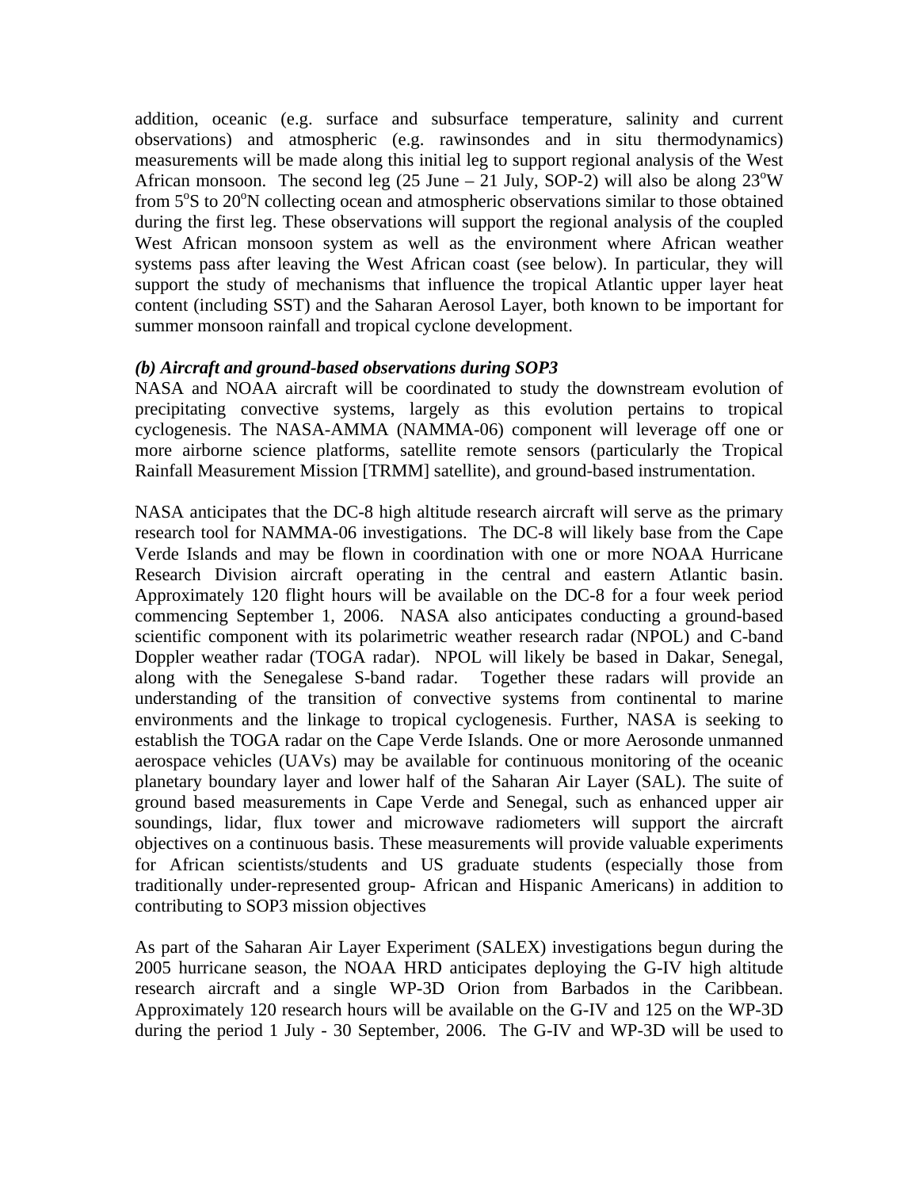addition, oceanic (e.g. surface and subsurface temperature, salinity and current observations) and atmospheric (e.g. rawinsondes and in situ thermodynamics) measurements will be made along this initial leg to support regional analysis of the West African monsoon. The second leg (25 June – 21 July, SOP-2) will also be along 23$^o$W from 5$^o$S to 20$^o$N collecting ocean and atmospheric observations similar to those obtained during the first leg. These observations will support the regional analysis of the coupled West African monsoon system as well as the environment where African weather systems pass after leaving the West African coast (see below). In particular, they will support the study of mechanisms that influence the tropical Atlantic upper layer heat content (including SST) and the Saharan Aerosol Layer, both known to be important for summer monsoon rainfall and tropical cyclone development.

***(b) Aircraft and ground-based observations during SOP3***

NASA and NOAA aircraft will be coordinated to study the downstream evolution of precipitating convective systems, largely as this evolution pertains to tropical cyclogenesis. The NASA-AMMA (NAMMA-06) component will leverage off one or more airborne science platforms, satellite remote sensors (particularly the Tropical Rainfall Measurement Mission [TRMM] satellite), and ground-based instrumentation.

NASA anticipates that the DC-8 high altitude research aircraft will serve as the primary research tool for NAMMA-06 investigations. The DC-8 will likely base from the Cape Verde Islands and may be flown in coordination with one or more NOAA Hurricane Research Division aircraft operating in the central and eastern Atlantic basin. Approximately 120 flight hours will be available on the DC-8 for a four week period commencing September 1, 2006. NASA also anticipates conducting a ground-based scientific component with its polarimetric weather research radar (NPOL) and C-band Doppler weather radar (TOGA radar). NPOL will likely be based in Dakar, Senegal, along with the Senegalese S-band radar. Together these radars will provide an understanding of the transition of convective systems from continental to marine environments and the linkage to tropical cyclogenesis. Further, NASA is seeking to establish the TOGA radar on the Cape Verde Islands. One or more Aerosonde unmanned aerospace vehicles (UAVs) may be available for continuous monitoring of the oceanic planetary boundary layer and lower half of the Saharan Air Layer (SAL). The suite of ground based measurements in Cape Verde and Senegal, such as enhanced upper air soundings, lidar, flux tower and microwave radiometers will support the aircraft objectives on a continuous basis. These measurements will provide valuable experiments for African scientists/students and US graduate students (especially those from traditionally under-represented group- African and Hispanic Americans) in addition to contributing to SOP3 mission objectives

As part of the Saharan Air Layer Experiment (SALEX) investigations begun during the 2005 hurricane season, the NOAA HRD anticipates deploying the G-IV high altitude research aircraft and a single WP-3D Orion from Barbados in the Caribbean. Approximately 120 research hours will be available on the G-IV and 125 on the WP-3D during the period 1 July - 30 September, 2006. The G-IV and WP-3D will be used to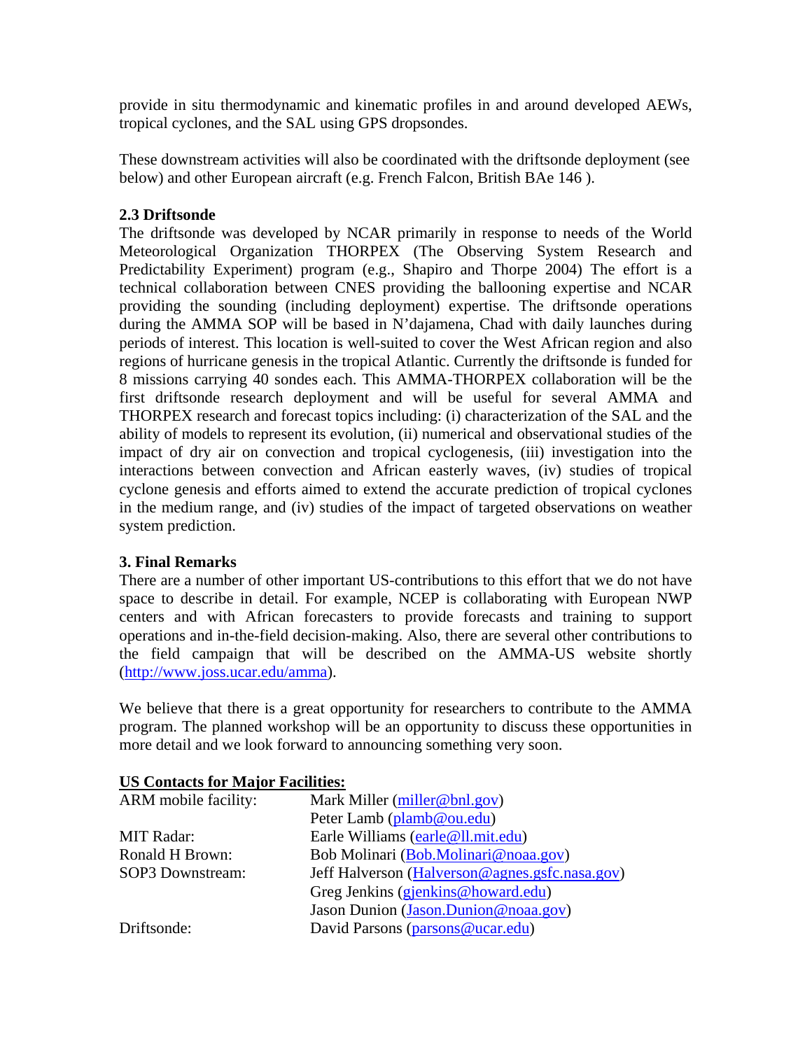provide in situ thermodynamic and kinematic profiles in and around developed AEWs, tropical cyclones, and the SAL using GPS dropsondes.

These downstream activities will also be coordinated with the driftsonde deployment (see below) and other European aircraft (e.g. French Falcon, British BAe 146 ).

### 2.3 Driftsonde

The driftsonde was developed by NCAR primarily in response to needs of the World Meteorological Organization THORPEX (The Observing System Research and Predictability Experiment) program (e.g., Shapiro and Thorpe 2004) The effort is a technical collaboration between CNES providing the ballooning expertise and NCAR providing the sounding (including deployment) expertise. The driftsonde operations during the AMMA SOP will be based in N'dajamena, Chad with daily launches during periods of interest. This location is well-suited to cover the West African region and also regions of hurricane genesis in the tropical Atlantic. Currently the driftsonde is funded for 8 missions carrying 40 sondes each. This AMMA-THORPEX collaboration will be the first driftsonde research deployment and will be useful for several AMMA and THORPEX research and forecast topics including: (i) characterization of the SAL and the ability of models to represent its evolution, (ii) numerical and observational studies of the impact of dry air on convection and tropical cyclogenesis, (iii) investigation into the interactions between convection and African easterly waves, (iv) studies of tropical cyclone genesis and efforts aimed to extend the accurate prediction of tropical cyclones in the medium range, and (iv) studies of the impact of targeted observations on weather system prediction.

## 3. Final Remarks

There are a number of other important US-contributions to this effort that we do not have space to describe in detail. For example, NCEP is collaborating with European NWP centers and with African forecasters to provide forecasts and training to support operations and in-the-field decision-making. Also, there are several other contributions to the field campaign that will be described on the AMMA-US website shortly (http://www.joss.ucar.edu/amma).

We believe that there is a great opportunity for researchers to contribute to the AMMA program. The planned workshop will be an opportunity to discuss these opportunities in more detail and we look forward to announcing something very soon.

**US Contacts for Major Facilities:**

| | |
|---|---|
| ARM mobile facility: | Mark Miller (miller@bnl.gov) |
| | Peter Lamb (plamb@ou.edu) |
| MIT Radar: | Earle Williams (earle@ll.mit.edu) |
| Ronald H Brown: | Bob Molinari (Bob.Molinari@noaa.gov) |
| SOP3 Downstream: | Jeff Halverson (Halverson@agnes.gsfc.nasa.gov) |
| | Greg Jenkins (gjenkins@howard.edu) |
| | Jason Dunion (Jason.Dunion@noaa.gov) |
| Driftsonde: | David Parsons (parsons@ucar.edu) |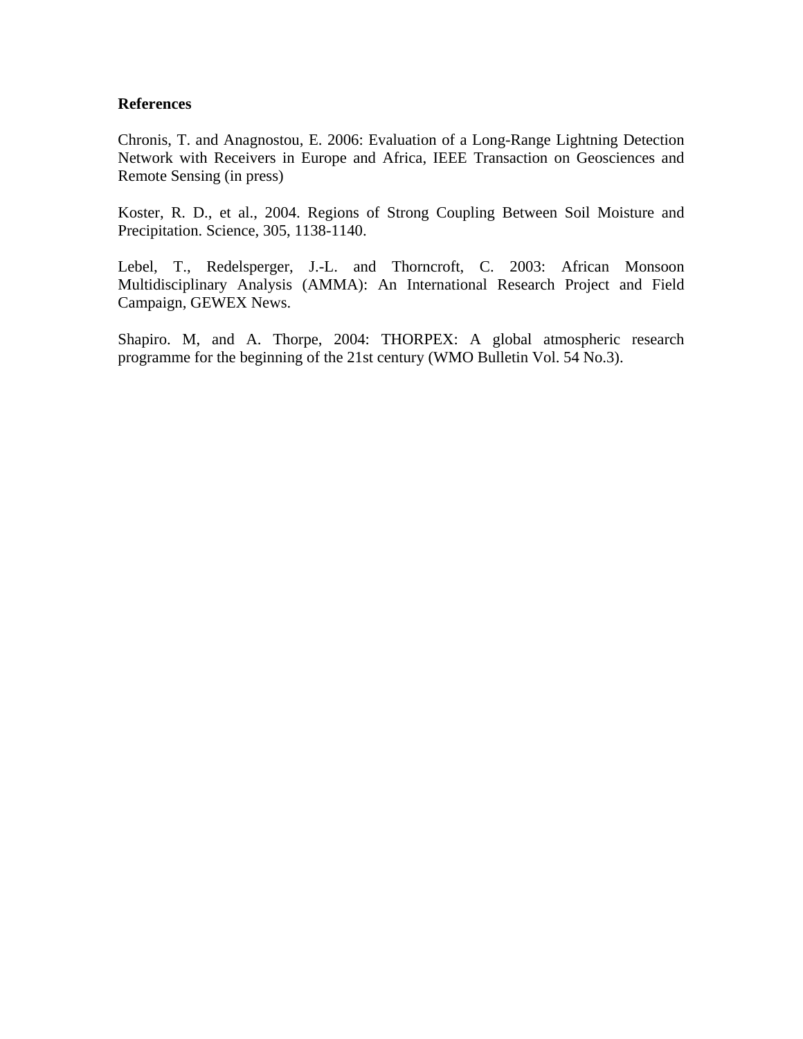**References**

Chronis, T. and Anagnostou, E. 2006: Evaluation of a Long-Range Lightning Detection Network with Receivers in Europe and Africa, IEEE Transaction on Geosciences and Remote Sensing (in press)

Koster, R. D., et al., 2004. Regions of Strong Coupling Between Soil Moisture and Precipitation. Science, 305, 1138-1140.

Lebel, T., Redelsperger, J.-L. and Thorncroft, C. 2003: African Monsoon Multidisciplinary Analysis (AMMA): An International Research Project and Field Campaign, GEWEX News.

Shapiro. M, and A. Thorpe, 2004: THORPEX: A global atmospheric research programme for the beginning of the 21st century (WMO Bulletin Vol. 54 No.3).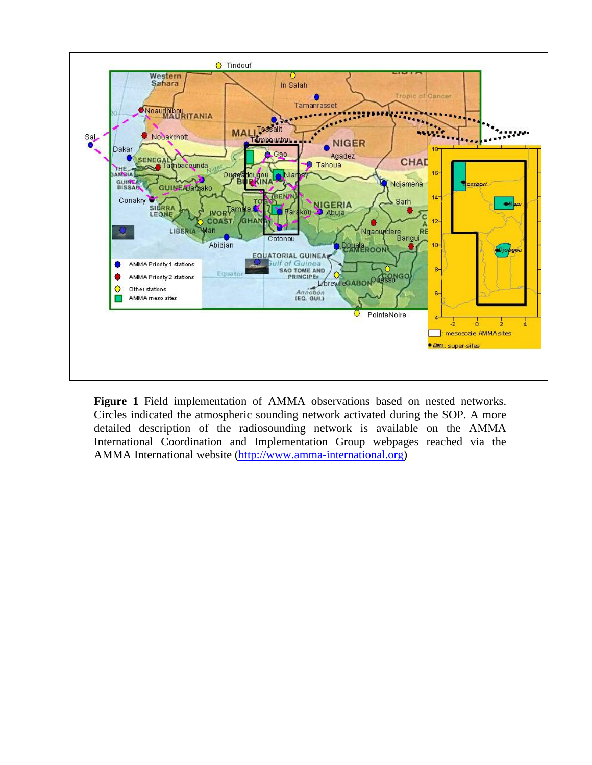Tindouf

Western Sahara

In Salah

Tamanrasset

Tropic of Cancer

Noaudhibou

MAURITANIA

Tessalit

Sal

Nouakchott

MALI

Tombouctou

NIGER

Dakar

SENEGAL

Gao

Agadez

Tahoua

CHAD

THE GAMBIA

Tambacounda

Niger

GUINEA BISSAU

Ouagadougou

Niamey

Ndjamena

GUINEA

Bamako

BURKINA

Conakry

BENIN

Sarh

SIERRA LEONE

IVORY COAST

Tamale

TOGO

Parakou

NIGERIA

Abuja

GHANA

LIBERIA

Man

Ngaoundere

Bangui

Abidjan

Cotonou

Douala

CAMEROON

EQUATORIAL GUINEA

Gulf of Guinea

Equator

SAO TOME AND PRINCIPE

Libreville

GABON

Ouesso

CONGO

Annobón (EQ. GUI.)

PointeNoire

AMMA Priority 1 stations

AMMA Priority 2 stations

Other stations

AMMA meso sites

18

16

14

12

10

8

6

4

-2

0

2

4

Gourma

Bani

Djougou

: mesoscale AMMA sites

Bani: super-sites

**Figure 1** Field implementation of AMMA observations based on nested networks. Circles indicated the atmospheric sounding network activated during the SOP. A more detailed description of the radiosounding network is available on the AMMA International Coordination and Implementation Group webpages reached via the AMMA International website (http://www.amma-international.org)